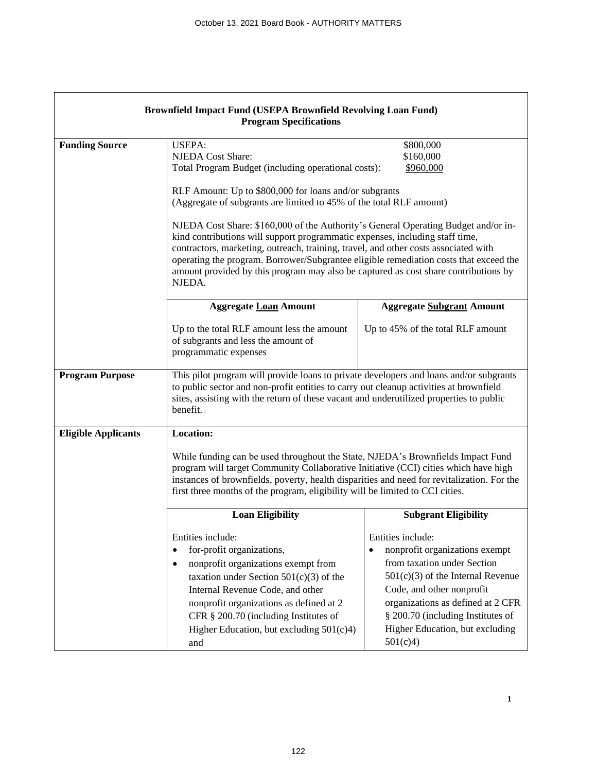**Brownfield Impact Fund (USEPA Brownfield Revolving Loan Fund)**
**Program Specifications**

| | | |
|---|---|---|
| **Funding Source** | USEPA: $800,000<br>NJEDA Cost Share: $160,000<br>Total Program Budget (including operational costs): $960,000<br><br>RLF Amount: Up to $800,000 for loans and/or subgrants<br>(Aggregate of subgrants are limited to 45% of the total RLF amount)<br><br>NJEDA Cost Share: $160,000 of the Authority's General Operating Budget and/or in-kind contributions will support programmatic expenses, including staff time, contractors, marketing, outreach, training, travel, and other costs associated with operating the program. Borrower/Subgrantee eligible remediation costs that exceed the amount provided by this program may also be captured as cost share contributions by NJEDA. | |
| | **Aggregate Loan Amount**<br><br>Up to the total RLF amount less the amount of subgrants and less the amount of programmatic expenses | **Aggregate Subgrant Amount**<br><br>Up to 45% of the total RLF amount |
| **Program Purpose** | This pilot program will provide loans to private developers and loans and/or subgrants to public sector and non-profit entities to carry out cleanup activities at brownfield sites, assisting with the return of these vacant and underutilized properties to public benefit. | |
| **Eligible Applicants** | **Location:**<br><br>While funding can be used throughout the State, NJEDA's Brownfields Impact Fund program will target Community Collaborative Initiative (CCI) cities which have high instances of brownfields, poverty, health disparities and need for revitalization. For the first three months of the program, eligibility will be limited to CCI cities. | |
| | **Loan Eligibility**<br><br>Entities include:<br>• for-profit organizations,<br>• nonprofit organizations exempt from taxation under Section 501(c)(3) of the Internal Revenue Code, and other nonprofit organizations as defined at 2 CFR § 200.70 (including Institutes of Higher Education, but excluding 501(c)4) and | **Subgrant Eligibility**<br><br>Entities include:<br>• nonprofit organizations exempt from taxation under Section 501(c)(3) of the Internal Revenue Code, and other nonprofit organizations as defined at 2 CFR § 200.70 (including Institutes of Higher Education, but excluding 501(c)4) |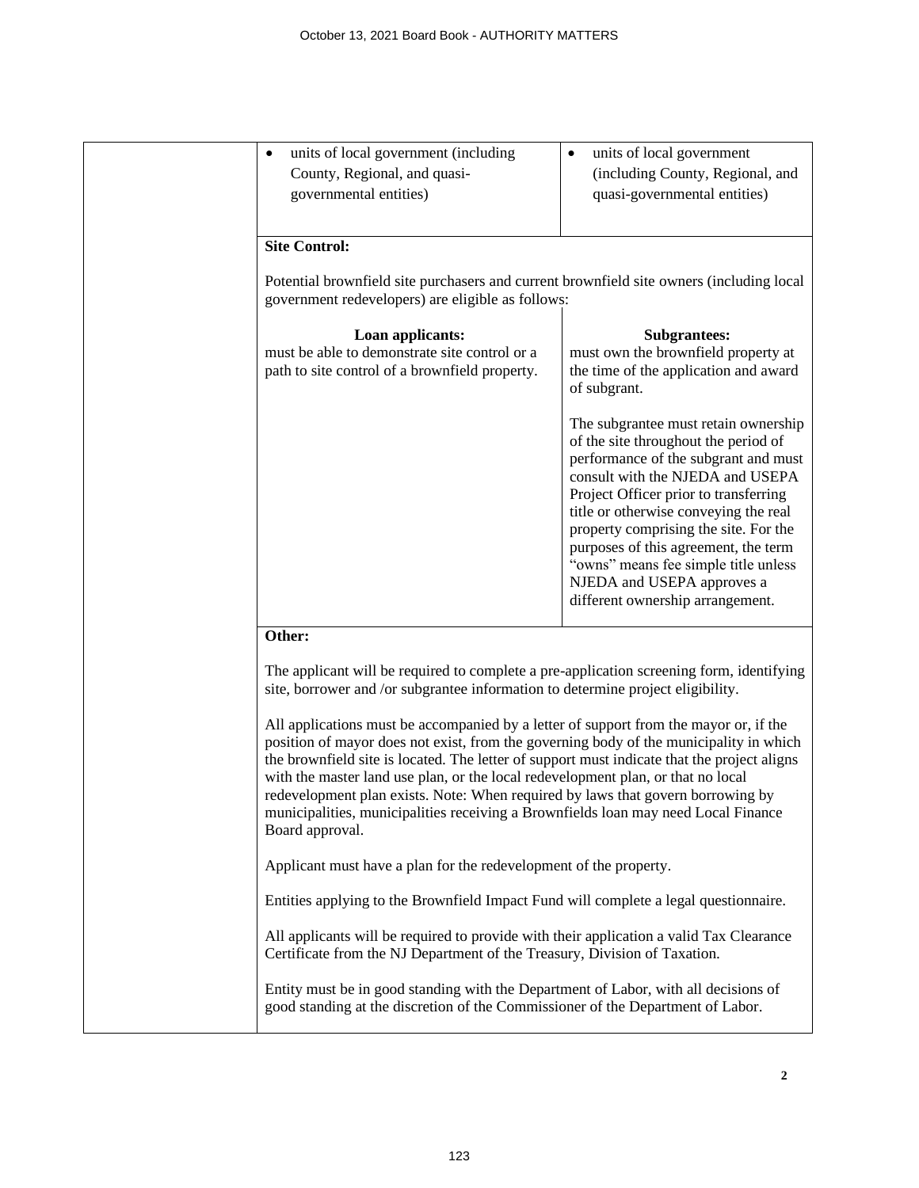| | | |
|---|---|---|
| | • units of local government (including County, Regional, and quasi-governmental entities) | • units of local government (including County, Regional, and quasi-governmental entities) |
| | **Site Control:**<br><br>Potential brownfield site purchasers and current brownfield site owners (including local government redevelopers) are eligible as follows: | |
| | **Loan applicants:**<br>must be able to demonstrate site control or a path to site control of a brownfield property. | **Subgrantees:**<br>must own the brownfield property at the time of the application and award of subgrant.<br><br>The subgrantee must retain ownership of the site throughout the period of performance of the subgrant and must consult with the NJEDA and USEPA Project Officer prior to transferring title or otherwise conveying the real property comprising the site. For the purposes of this agreement, the term "owns" means fee simple title unless NJEDA and USEPA approves a different ownership arrangement. |
| | **Other:**<br><br>The applicant will be required to complete a pre-application screening form, identifying site, borrower and /or subgrantee information to determine project eligibility.<br><br>All applications must be accompanied by a letter of support from the mayor or, if the position of mayor does not exist, from the governing body of the municipality in which the brownfield site is located. The letter of support must indicate that the project aligns with the master land use plan, or the local redevelopment plan, or that no local redevelopment plan exists. Note: When required by laws that govern borrowing by municipalities, municipalities receiving a Brownfields loan may need Local Finance Board approval.<br><br>Applicant must have a plan for the redevelopment of the property.<br><br>Entities applying to the Brownfield Impact Fund will complete a legal questionnaire.<br><br>All applicants will be required to provide with their application a valid Tax Clearance Certificate from the NJ Department of the Treasury, Division of Taxation.<br><br>Entity must be in good standing with the Department of Labor, with all decisions of good standing at the discretion of the Commissioner of the Department of Labor. | |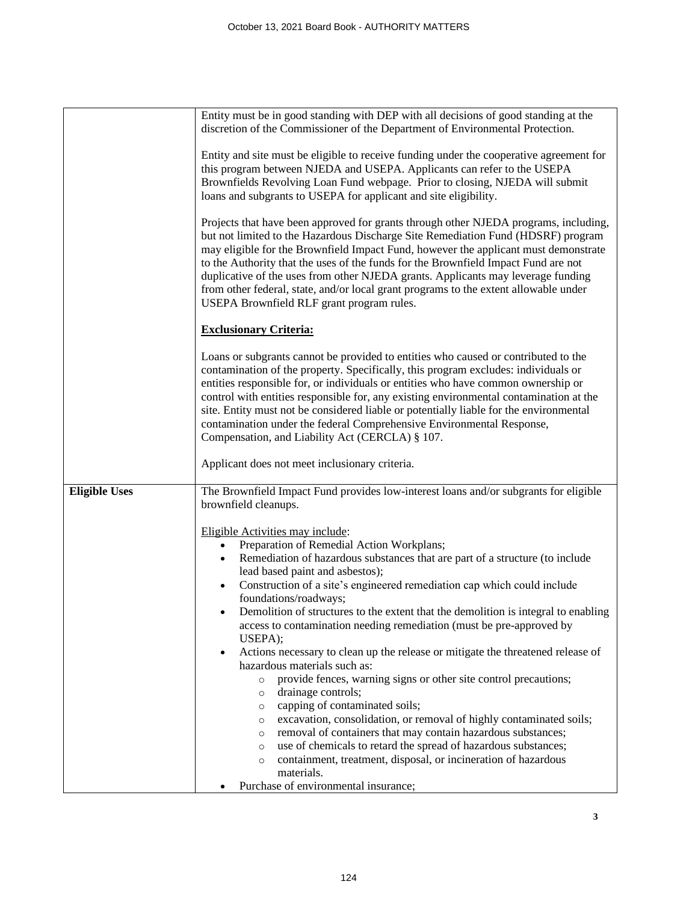| | |
|---|---|
| | Entity must be in good standing with DEP with all decisions of good standing at the discretion of the Commissioner of the Department of Environmental Protection.<br><br>Entity and site must be eligible to receive funding under the cooperative agreement for this program between NJEDA and USEPA. Applicants can refer to the USEPA Brownfields Revolving Loan Fund webpage. Prior to closing, NJEDA will submit loans and subgrants to USEPA for applicant and site eligibility.<br><br>Projects that have been approved for grants through other NJEDA programs, including, but not limited to the Hazardous Discharge Site Remediation Fund (HDSRF) program may eligible for the Brownfield Impact Fund, however the applicant must demonstrate to the Authority that the uses of the funds for the Brownfield Impact Fund are not duplicative of the uses from other NJEDA grants. Applicants may leverage funding from other federal, state, and/or local grant programs to the extent allowable under USEPA Brownfield RLF grant program rules.<br><br>**<u>Exclusionary Criteria:</u>**<br><br>Loans or subgrants cannot be provided to entities who caused or contributed to the contamination of the property. Specifically, this program excludes: individuals or entities responsible for, or individuals or entities who have common ownership or control with entities responsible for, any existing environmental contamination at the site. Entity must not be considered liable or potentially liable for the environmental contamination under the federal Comprehensive Environmental Response, Compensation, and Liability Act (CERCLA) § 107.<br><br>Applicant does not meet inclusionary criteria. |
| **Eligible Uses** | The Brownfield Impact Fund provides low-interest loans and/or subgrants for eligible brownfield cleanups.<br><br><u>Eligible Activities may include</u>:<br>• Preparation of Remedial Action Workplans;<br>• Remediation of hazardous substances that are part of a structure (to include lead based paint and asbestos);<br>• Construction of a site's engineered remediation cap which could include foundations/roadways;<br>• Demolition of structures to the extent that the demolition is integral to enabling access to contamination needing remediation (must be pre-approved by USEPA);<br>• Actions necessary to clean up the release or mitigate the threatened release of hazardous materials such as:<br>&nbsp;&nbsp;&nbsp;&nbsp;○ provide fences, warning signs or other site control precautions;<br>&nbsp;&nbsp;&nbsp;&nbsp;○ drainage controls;<br>&nbsp;&nbsp;&nbsp;&nbsp;○ capping of contaminated soils;<br>&nbsp;&nbsp;&nbsp;&nbsp;○ excavation, consolidation, or removal of highly contaminated soils;<br>&nbsp;&nbsp;&nbsp;&nbsp;○ removal of containers that may contain hazardous substances;<br>&nbsp;&nbsp;&nbsp;&nbsp;○ use of chemicals to retard the spread of hazardous substances;<br>&nbsp;&nbsp;&nbsp;&nbsp;○ containment, treatment, disposal, or incineration of hazardous materials.<br>• Purchase of environmental insurance; |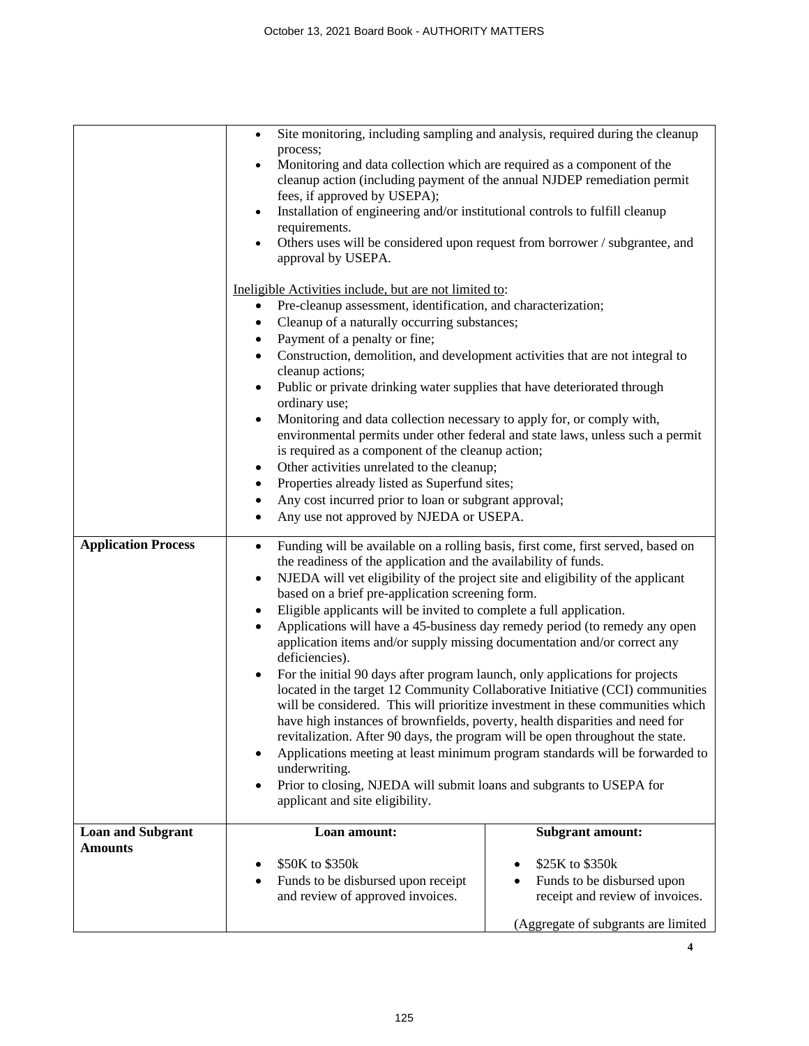| | | |
|---|---|---|
| | • Site monitoring, including sampling and analysis, required during the cleanup process;<br>• Monitoring and data collection which are required as a component of the cleanup action (including payment of the annual NJDEP remediation permit fees, if approved by USEPA);<br>• Installation of engineering and/or institutional controls to fulfill cleanup requirements.<br>• Others uses will be considered upon request from borrower / subgrantee, and approval by USEPA.<br><br><u>Ineligible Activities include, but are not limited to</u>:<br>• Pre-cleanup assessment, identification, and characterization;<br>• Cleanup of a naturally occurring substances;<br>• Payment of a penalty or fine;<br>• Construction, demolition, and development activities that are not integral to cleanup actions;<br>• Public or private drinking water supplies that have deteriorated through ordinary use;<br>• Monitoring and data collection necessary to apply for, or comply with, environmental permits under other federal and state laws, unless such a permit is required as a component of the cleanup action;<br>• Other activities unrelated to the cleanup;<br>• Properties already listed as Superfund sites;<br>• Any cost incurred prior to loan or subgrant approval;<br>• Any use not approved by NJEDA or USEPA. | |
| **Application Process** | • Funding will be available on a rolling basis, first come, first served, based on the readiness of the application and the availability of funds.<br>• NJEDA will vet eligibility of the project site and eligibility of the applicant based on a brief pre-application screening form.<br>• Eligible applicants will be invited to complete a full application.<br>• Applications will have a 45-business day remedy period (to remedy any open application items and/or supply missing documentation and/or correct any deficiencies).<br>• For the initial 90 days after program launch, only applications for projects located in the target 12 Community Collaborative Initiative (CCI) communities will be considered. This will prioritize investment in these communities which have high instances of brownfields, poverty, health disparities and need for revitalization. After 90 days, the program will be open throughout the state.<br>• Applications meeting at least minimum program standards will be forwarded to underwriting.<br>• Prior to closing, NJEDA will submit loans and subgrants to USEPA for applicant and site eligibility. | |
| **Loan and Subgrant Amounts** | **Loan amount:**<br><br>• \$50K to \$350k<br>• Funds to be disbursed upon receipt and review of approved invoices. | **Subgrant amount:**<br><br>• \$25K to \$350k<br>• Funds to be disbursed upon receipt and review of invoices.<br><br>(Aggregate of subgrants are limited |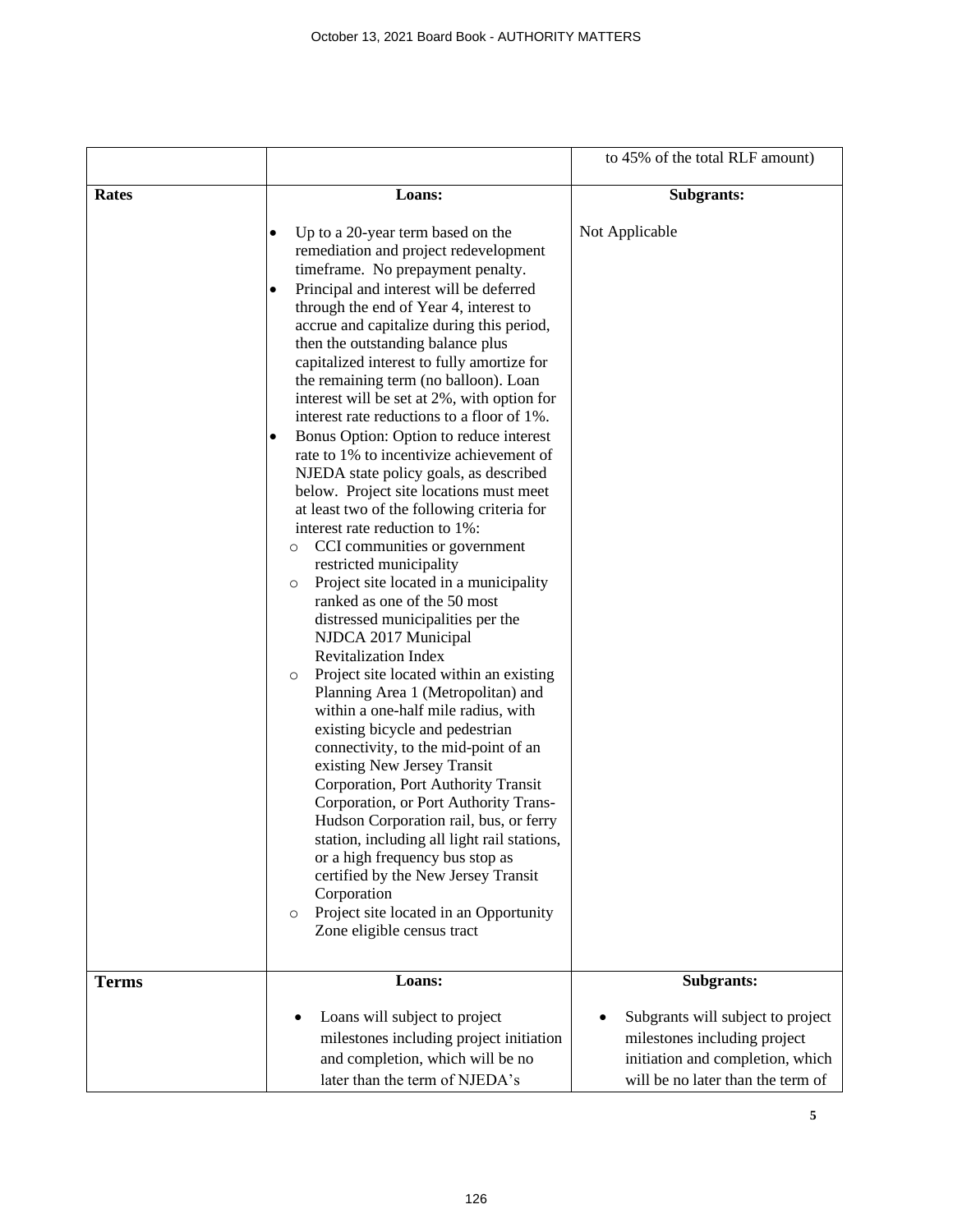| | | |
|---|---|---|
| | | to 45% of the total RLF amount) |
| **Rates** | **Loans:**<br><br>• Up to a 20-year term based on the remediation and project redevelopment timeframe. No prepayment penalty.<br>• Principal and interest will be deferred through the end of Year 4, interest to accrue and capitalize during this period, then the outstanding balance plus capitalized interest to fully amortize for the remaining term (no balloon). Loan interest will be set at 2%, with option for interest rate reductions to a floor of 1%.<br>• Bonus Option: Option to reduce interest rate to 1% to incentivize achievement of NJEDA state policy goals, as described below. Project site locations must meet at least two of the following criteria for interest rate reduction to 1%:<br>&nbsp;&nbsp;○ CCI communities or government restricted municipality<br>&nbsp;&nbsp;○ Project site located in a municipality ranked as one of the 50 most distressed municipalities per the NJDCA 2017 Municipal Revitalization Index<br>&nbsp;&nbsp;○ Project site located within an existing Planning Area 1 (Metropolitan) and within a one-half mile radius, with existing bicycle and pedestrian connectivity, to the mid-point of an existing New Jersey Transit Corporation, Port Authority Transit Corporation, or Port Authority Trans-Hudson Corporation rail, bus, or ferry station, including all light rail stations, or a high frequency bus stop as certified by the New Jersey Transit Corporation<br>&nbsp;&nbsp;○ Project site located in an Opportunity Zone eligible census tract | **Subgrants:**<br><br>Not Applicable |
| **Terms** | **Loans:**<br><br>• Loans will subject to project milestones including project initiation and completion, which will be no later than the term of NJEDA's | **Subgrants:**<br><br>• Subgrants will subject to project milestones including project initiation and completion, which will be no later than the term of |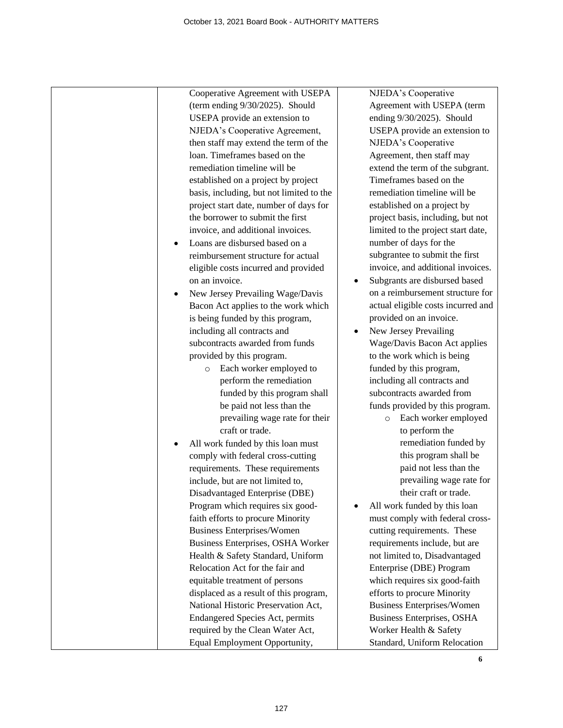| | | |
|---|---|---|
| | Cooperative Agreement with USEPA (term ending 9/30/2025). Should USEPA provide an extension to NJEDA's Cooperative Agreement, then staff may extend the term of the loan. Timeframes based on the remediation timeline will be established on a project by project basis, including, but not limited to the project start date, number of days for the borrower to submit the first invoice, and additional invoices.<br>• Loans are disbursed based on a reimbursement structure for actual eligible costs incurred and provided on an invoice.<br>• New Jersey Prevailing Wage/Davis Bacon Act applies to the work which is being funded by this program, including all contracts and subcontracts awarded from funds provided by this program.<br>&nbsp;&nbsp;&nbsp;&nbsp;○ Each worker employed to perform the remediation funded by this program shall be paid not less than the prevailing wage rate for their craft or trade.<br>• All work funded by this loan must comply with federal cross-cutting requirements. These requirements include, but are not limited to, Disadvantaged Enterprise (DBE) Program which requires six good-faith efforts to procure Minority Business Enterprises/Women Business Enterprises, OSHA Worker Health & Safety Standard, Uniform Relocation Act for the fair and equitable treatment of persons displaced as a result of this program, National Historic Preservation Act, Endangered Species Act, permits required by the Clean Water Act, Equal Employment Opportunity, | NJEDA's Cooperative Agreement with USEPA (term ending 9/30/2025). Should USEPA provide an extension to NJEDA's Cooperative Agreement, then staff may extend the term of the subgrant. Timeframes based on the remediation timeline will be established on a project by project basis, including, but not limited to the project start date, number of days for the subgrantee to submit the first invoice, and additional invoices.<br>• Subgrants are disbursed based on a reimbursement structure for actual eligible costs incurred and provided on an invoice.<br>• New Jersey Prevailing Wage/Davis Bacon Act applies to the work which is being funded by this program, including all contracts and subcontracts awarded from funds provided by this program.<br>&nbsp;&nbsp;&nbsp;&nbsp;○ Each worker employed to perform the remediation funded by this program shall be paid not less than the prevailing wage rate for their craft or trade.<br>• All work funded by this loan must comply with federal cross-cutting requirements. These requirements include, but are not limited to, Disadvantaged Enterprise (DBE) Program which requires six good-faith efforts to procure Minority Business Enterprises/Women Business Enterprises, OSHA Worker Health & Safety Standard, Uniform Relocation |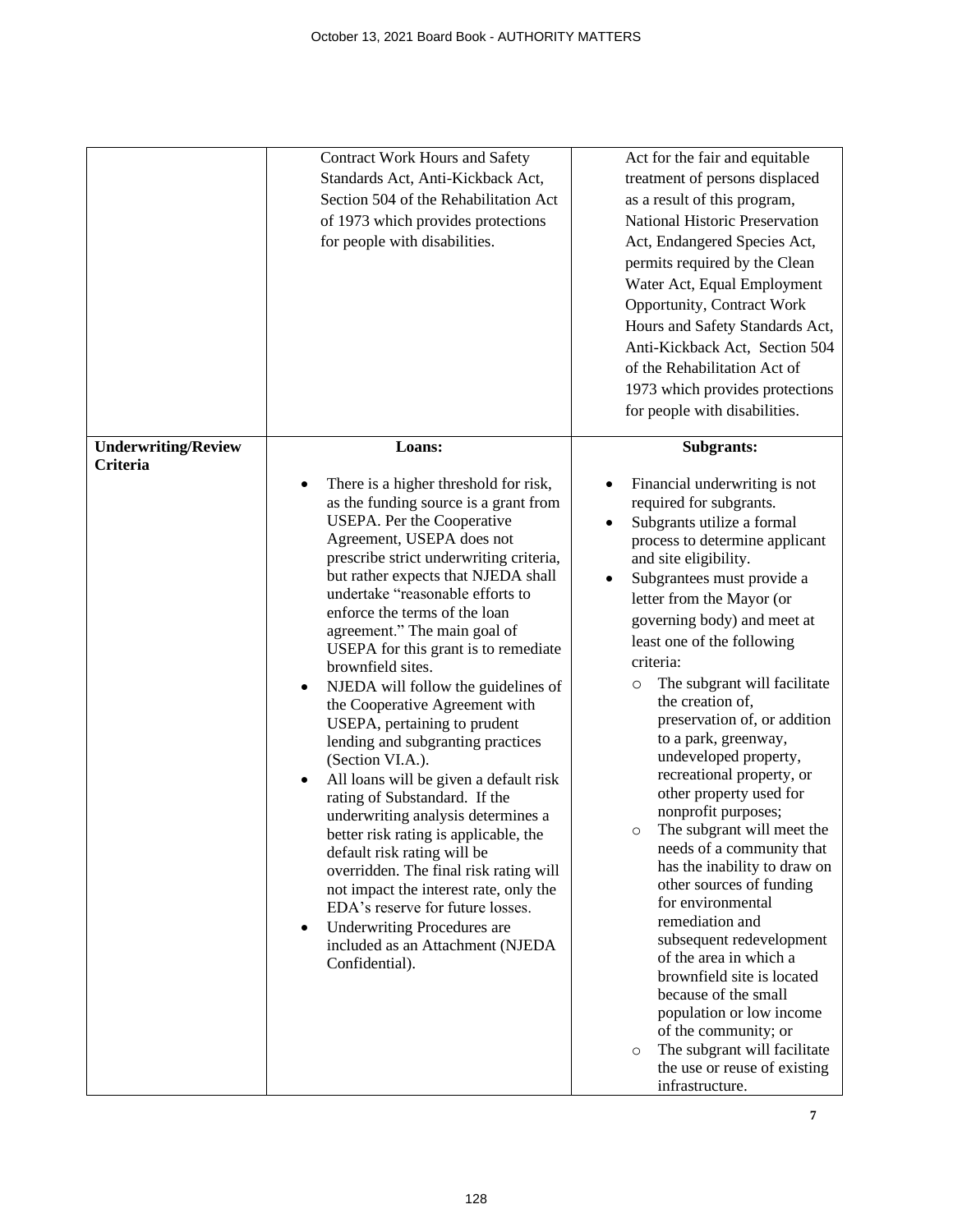| | | |
|---|---|---|
| | Contract Work Hours and Safety Standards Act, Anti-Kickback Act, Section 504 of the Rehabilitation Act of 1973 which provides protections for people with disabilities. | Act for the fair and equitable treatment of persons displaced as a result of this program, National Historic Preservation Act, Endangered Species Act, permits required by the Clean Water Act, Equal Employment Opportunity, Contract Work Hours and Safety Standards Act, Anti-Kickback Act, Section 504 of the Rehabilitation Act of 1973 which provides protections for people with disabilities. |
| **Underwriting/Review Criteria** | **Loans:**<br><br>• There is a higher threshold for risk, as the funding source is a grant from USEPA. Per the Cooperative Agreement, USEPA does not prescribe strict underwriting criteria, but rather expects that NJEDA shall undertake "reasonable efforts to enforce the terms of the loan agreement." The main goal of USEPA for this grant is to remediate brownfield sites.<br>• NJEDA will follow the guidelines of the Cooperative Agreement with USEPA, pertaining to prudent lending and subgranting practices (Section VI.A.).<br>• All loans will be given a default risk rating of Substandard. If the underwriting analysis determines a better risk rating is applicable, the default risk rating will be overridden. The final risk rating will not impact the interest rate, only the EDA's reserve for future losses.<br>• Underwriting Procedures are included as an Attachment (NJEDA Confidential). | **Subgrants:**<br><br>• Financial underwriting is not required for subgrants.<br>• Subgrants utilize a formal process to determine applicant and site eligibility.<br>• Subgrantees must provide a letter from the Mayor (or governing body) and meet at least one of the following criteria:<br>&nbsp;&nbsp;○ The subgrant will facilitate the creation of, preservation of, or addition to a park, greenway, undeveloped property, recreational property, or other property used for nonprofit purposes;<br>&nbsp;&nbsp;○ The subgrant will meet the needs of a community that has the inability to draw on other sources of funding for environmental remediation and subsequent redevelopment of the area in which a brownfield site is located because of the small population or low income of the community; or<br>&nbsp;&nbsp;○ The subgrant will facilitate the use or reuse of existing infrastructure. |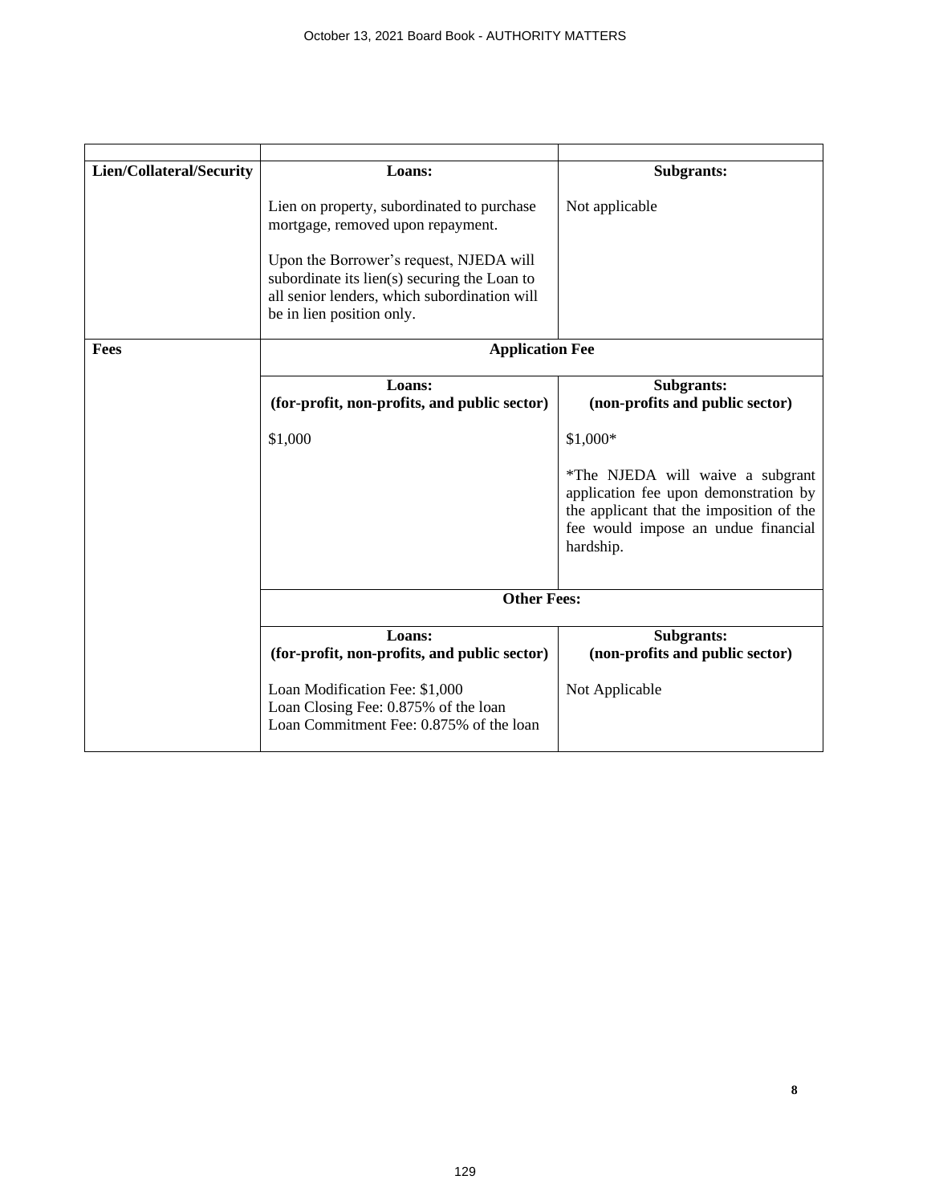| | | |
|---|---|---|
| **Lien/Collateral/Security** | **Loans:**<br><br>Lien on property, subordinated to purchase mortgage, removed upon repayment.<br><br>Upon the Borrower's request, NJEDA will subordinate its lien(s) securing the Loan to all senior lenders, which subordination will be in lien position only. | **Subgrants:**<br><br>Not applicable |
| **Fees** | **Application Fee** | |
| | **Loans:**<br>**(for-profit, non-profits, and public sector)**<br><br>$1,000 | **Subgrants:**<br>**(non-profits and public sector)**<br><br>$1,000*<br><br>*The NJEDA will waive a subgrant application fee upon demonstration by the applicant that the imposition of the fee would impose an undue financial hardship. |
| | **Other Fees:** | |
| | **Loans:**<br>**(for-profit, non-profits, and public sector)**<br><br>Loan Modification Fee: $1,000<br>Loan Closing Fee: 0.875% of the loan<br>Loan Commitment Fee: 0.875% of the loan | **Subgrants:**<br>**(non-profits and public sector)**<br><br>Not Applicable |